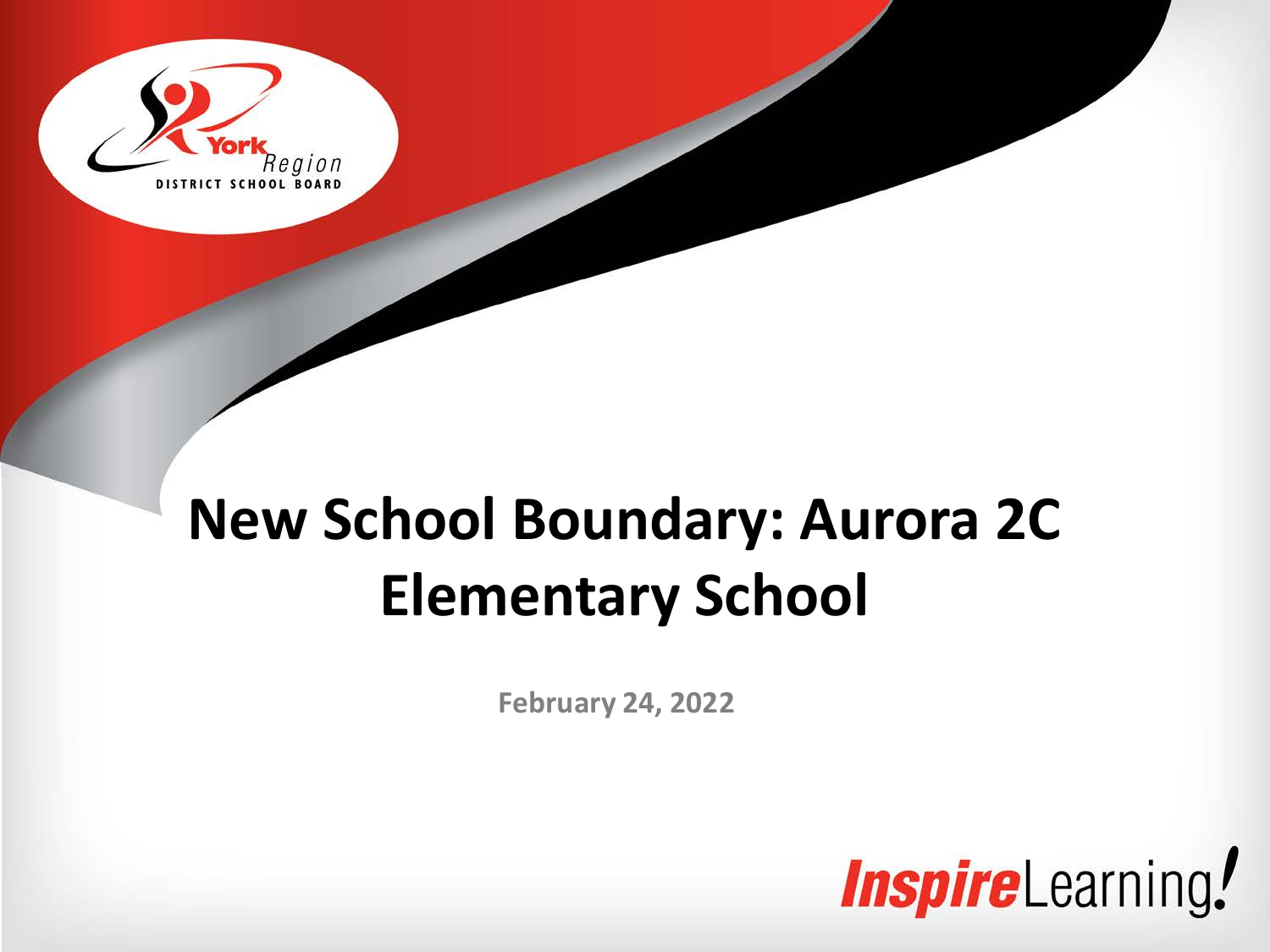# New School Boundary: Aurora 2C Elementary School

**February 24, 2022**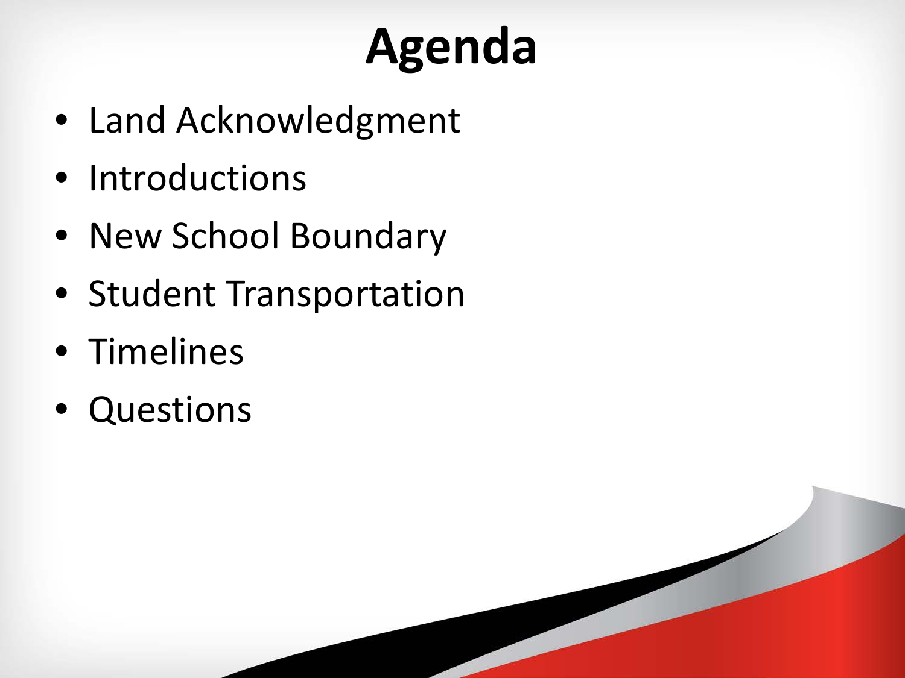# Agenda

- Land Acknowledgment
- Introductions
- New School Boundary
- Student Transportation
- Timelines
- Questions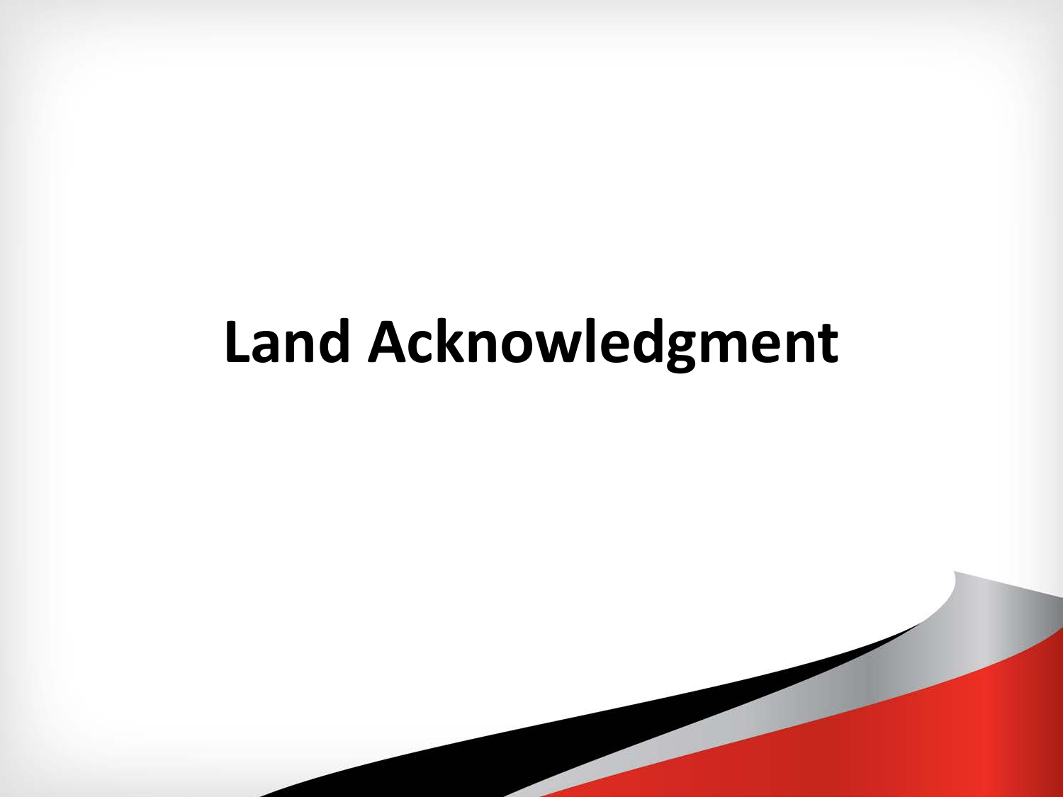# Land Acknowledgment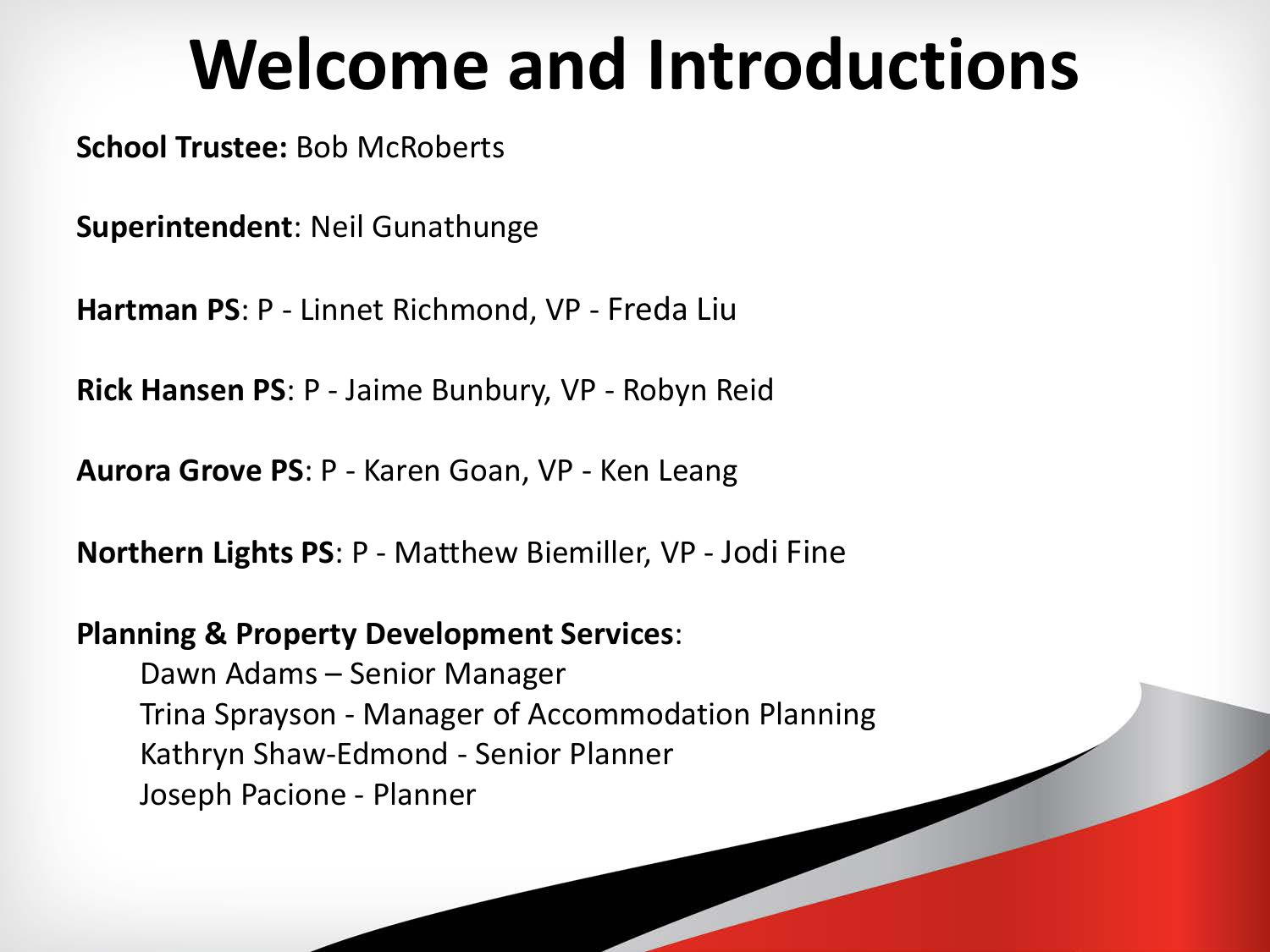# Welcome and Introductions

**School Trustee:** Bob McRoberts

**Superintendent**: Neil Gunathunge

**Hartman PS**: P - Linnet Richmond, VP - Freda Liu

**Rick Hansen PS**: P - Jaime Bunbury, VP - Robyn Reid

**Aurora Grove PS**: P - Karen Goan, VP - Ken Leang

**Northern Lights PS**: P - Matthew Biemiller, VP - Jodi Fine

**Planning & Property Development Services**:

Dawn Adams – Senior Manager
Trina Sprayson - Manager of Accommodation Planning
Kathryn Shaw-Edmond - Senior Planner
Joseph Pacione - Planner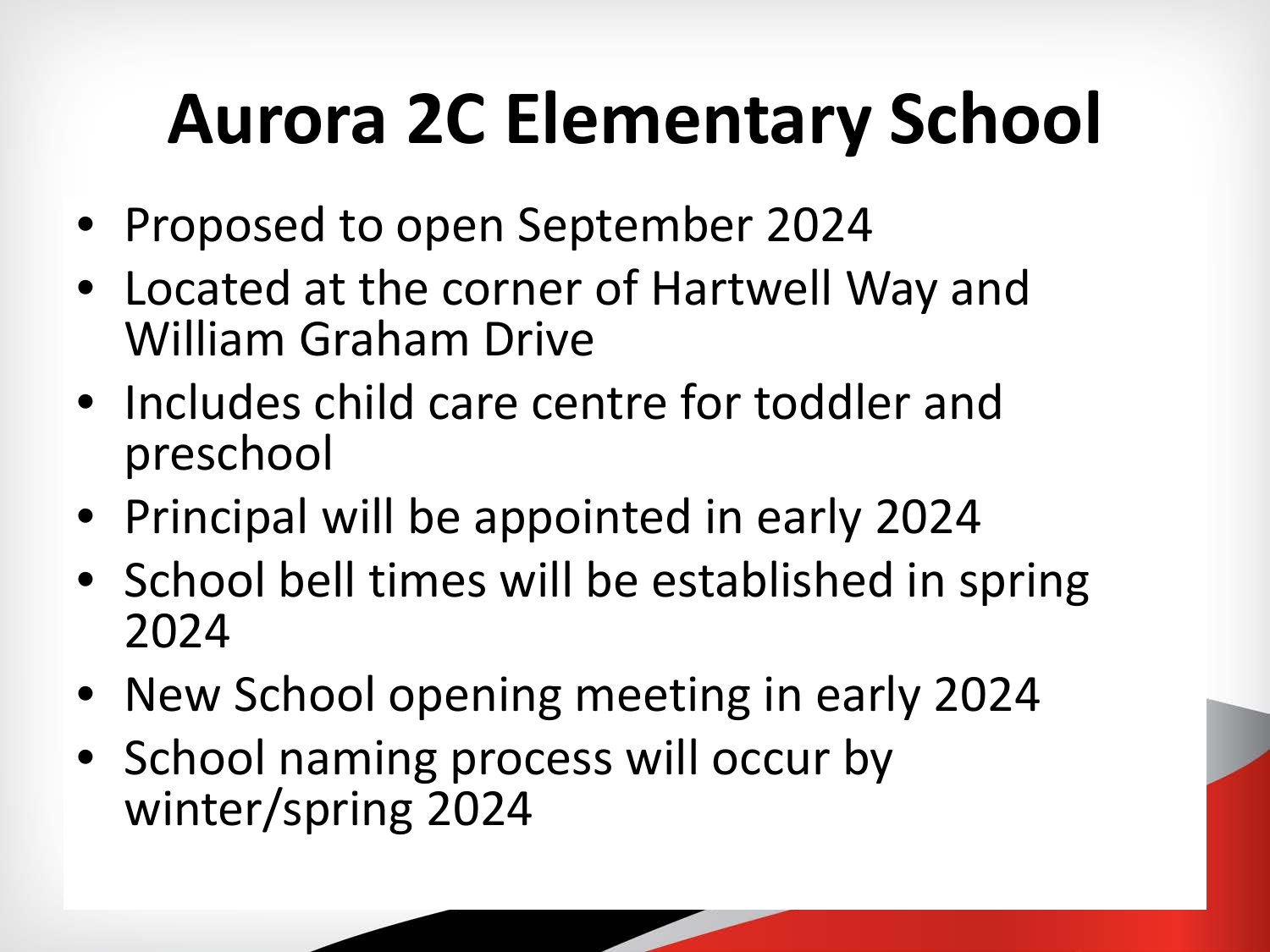# Aurora 2C Elementary School

- Proposed to open September 2024
- Located at the corner of Hartwell Way and William Graham Drive
- Includes child care centre for toddler and preschool
- Principal will be appointed in early 2024
- School bell times will be established in spring 2024
- New School opening meeting in early 2024
- School naming process will occur by winter/spring 2024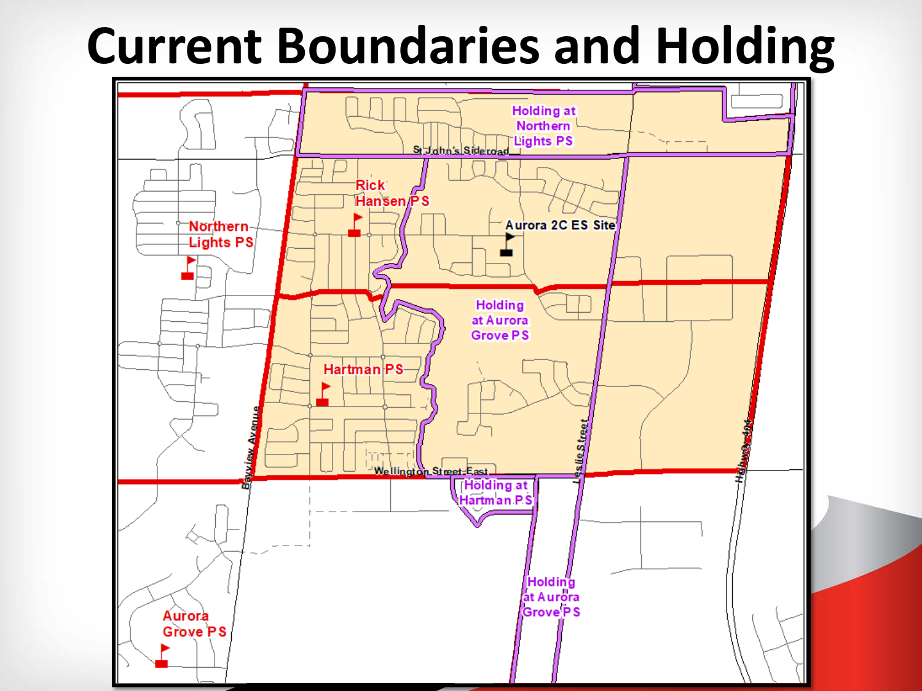# Current Boundaries and Holding

Holding at Northern Lights PS

St John's Sideroad

Rick Hansen PS

Northern Lights PS

Aurora 2C ES Site

Holding at Aurora Grove PS

Hartman PS

Bayview Avenue

Wellington Street East

Holding at Hartman PS

Leslie Street

Highway 404

Holding at Aurora Grove PS

Aurora Grove PS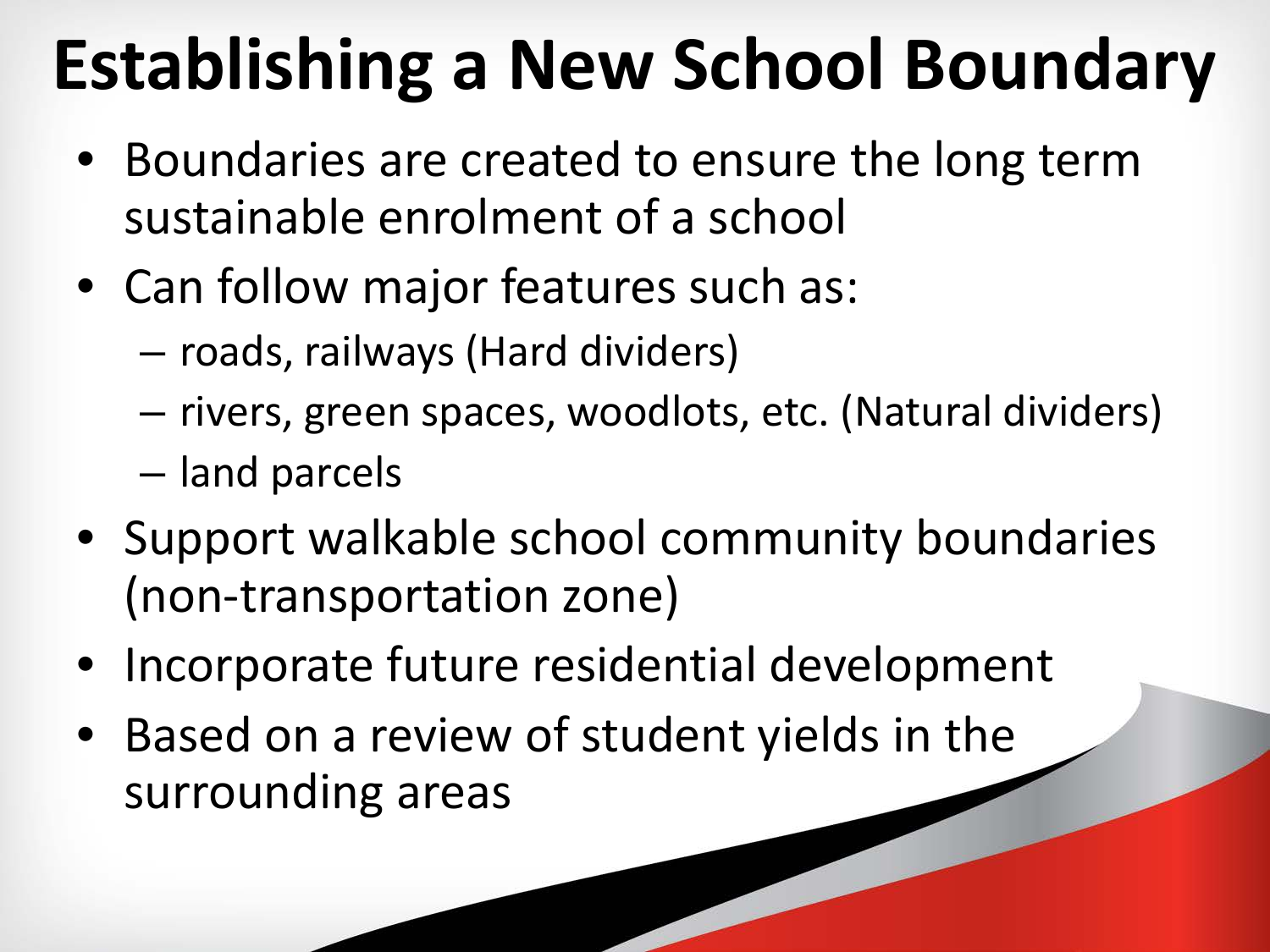# Establishing a New School Boundary

- Boundaries are created to ensure the long term sustainable enrolment of a school
- Can follow major features such as:
  - roads, railways (Hard dividers)
  - rivers, green spaces, woodlots, etc. (Natural dividers)
  - land parcels
- Support walkable school community boundaries (non-transportation zone)
- Incorporate future residential development
- Based on a review of student yields in the surrounding areas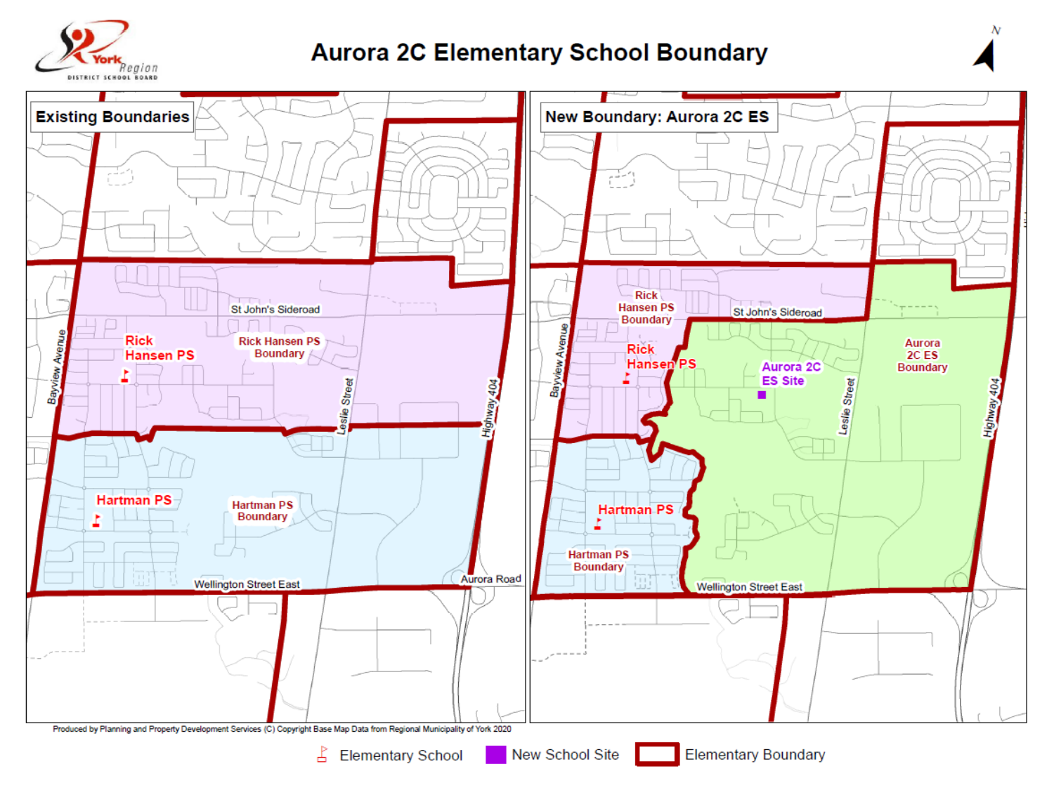# Aurora 2C Elementary School Boundary

York Region District School Board

**Existing Boundaries**

St John's Sideroad

Rick Hansen PS

Rick Hansen PS Boundary

Bayview Avenue

Leslie Street

Highway 404

Hartman PS

Hartman PS Boundary

Wellington Street East

Aurora Road

**New Boundary: Aurora 2C ES**

Rick Hansen PS Boundary

St John's Sideroad

Rick Hansen PS

Aurora 2C ES Site

Aurora 2C ES Boundary

Bayview Avenue

Leslie Street

Highway 404

Hartman PS

Hartman PS Boundary

Wellington Street East

Produced by Planning and Property Development Services (C) Copyright Base Map Data from Regional Municipality of York 2020

Elementary School | New School Site | Elementary Boundary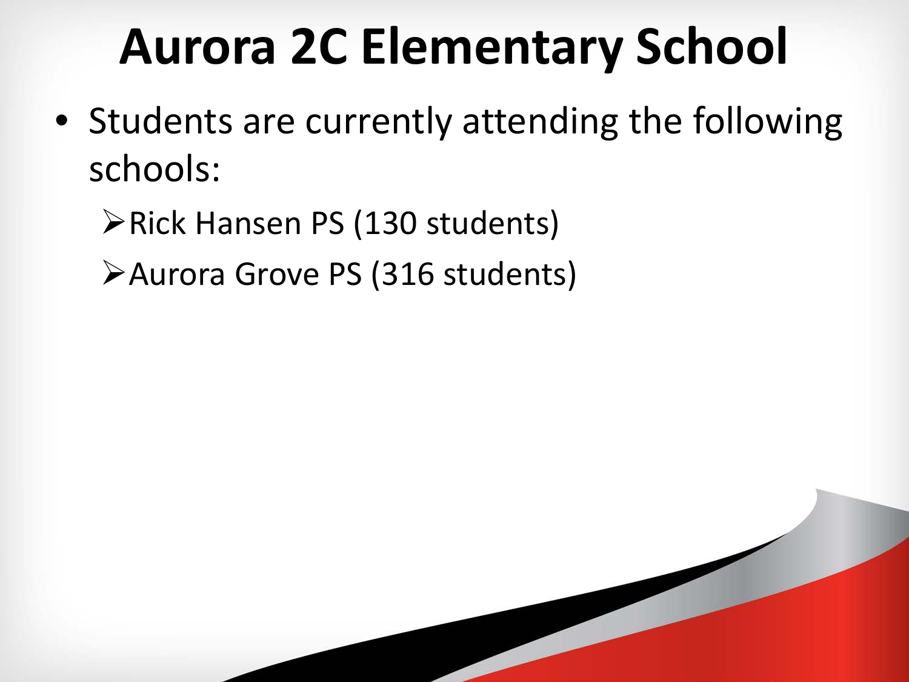# Aurora 2C Elementary School

- Students are currently attending the following schools:
  - Rick Hansen PS (130 students)
  - Aurora Grove PS (316 students)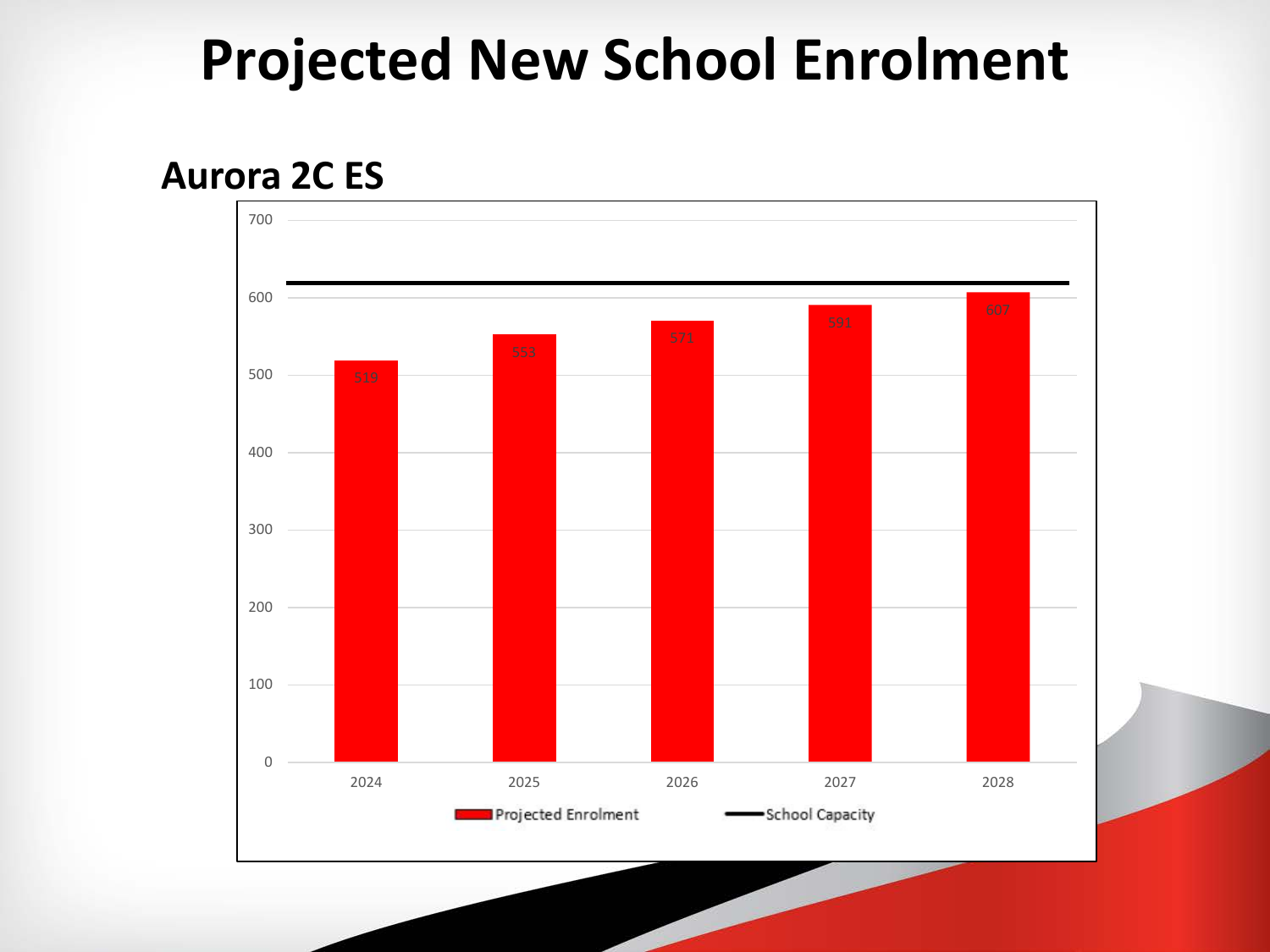# Projected New School Enrolment

## Aurora 2C ES

| Year | Projected Enrolment |
|---|---|
| 2024 | 519 |
| 2025 | 553 |
| 2026 | 571 |
| 2027 | 591 |
| 2028 | 607 |

Projected Enrolment — School Capacity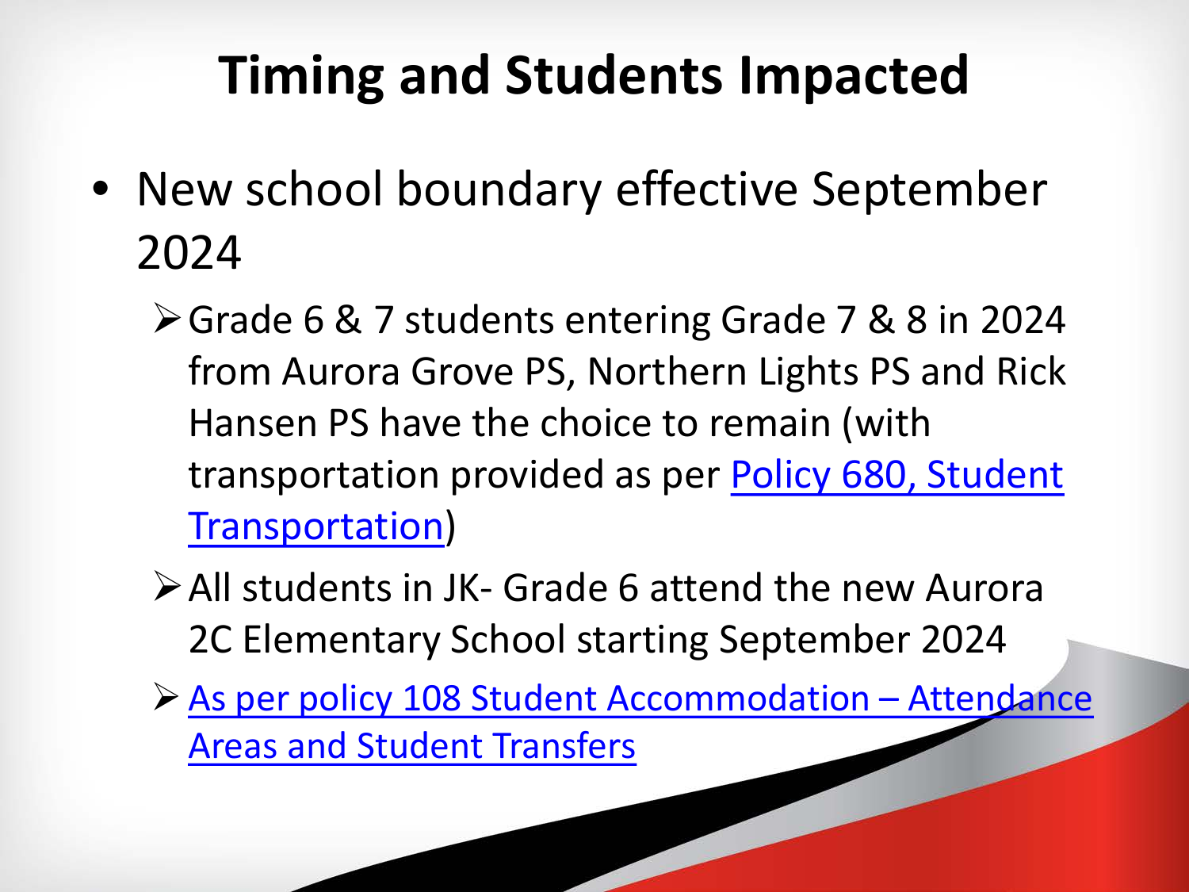# Timing and Students Impacted

- New school boundary effective September 2024
  - Grade 6 & 7 students entering Grade 7 & 8 in 2024 from Aurora Grove PS, Northern Lights PS and Rick Hansen PS have the choice to remain (with transportation provided as per Policy 680, Student Transportation)
  - All students in JK- Grade 6 attend the new Aurora 2C Elementary School starting September 2024
  - As per policy 108 Student Accommodation – Attendance Areas and Student Transfers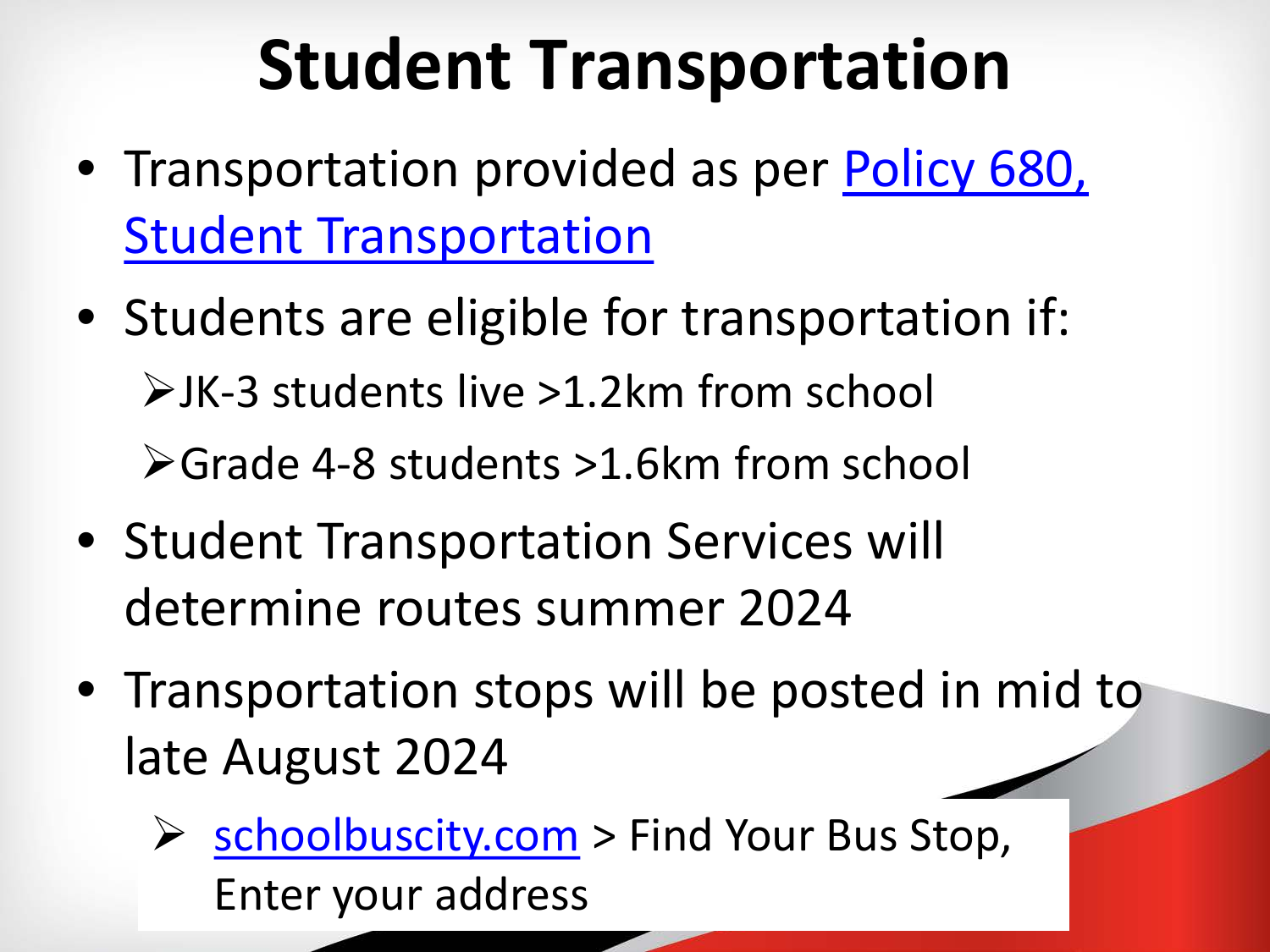# Student Transportation

- Transportation provided as per Policy 680, Student Transportation
- Students are eligible for transportation if:
  - JK-3 students live >1.2km from school
  - Grade 4-8 students >1.6km from school
- Student Transportation Services will determine routes summer 2024
- Transportation stops will be posted in mid to late August 2024
  - schoolbuscity.com > Find Your Bus Stop, Enter your address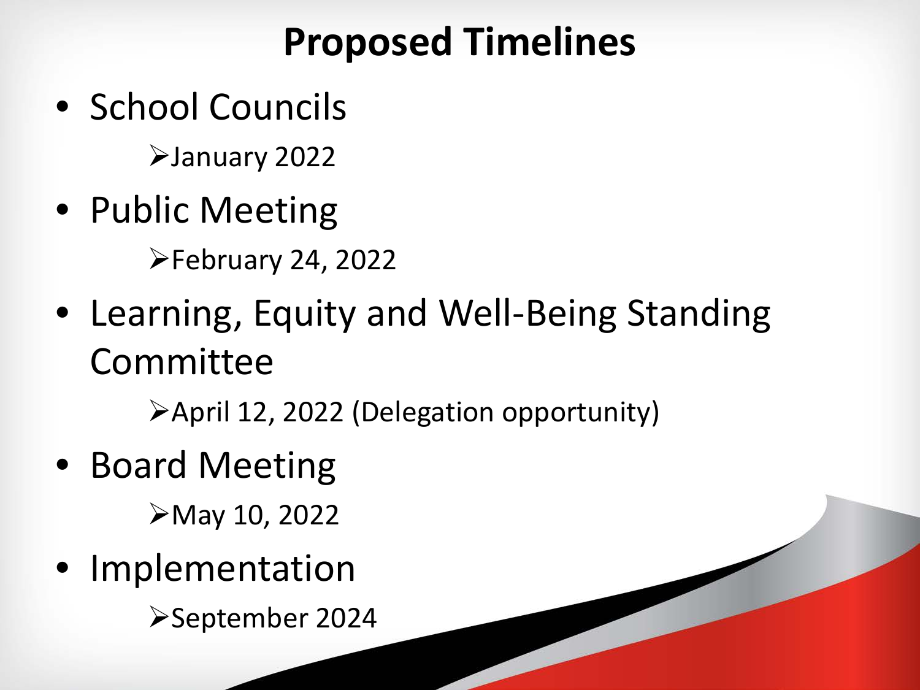# Proposed Timelines

- School Councils
  - January 2022
- Public Meeting
  - February 24, 2022
- Learning, Equity and Well-Being Standing Committee
  - April 12, 2022 (Delegation opportunity)
- Board Meeting
  - May 10, 2022
- Implementation
  - September 2024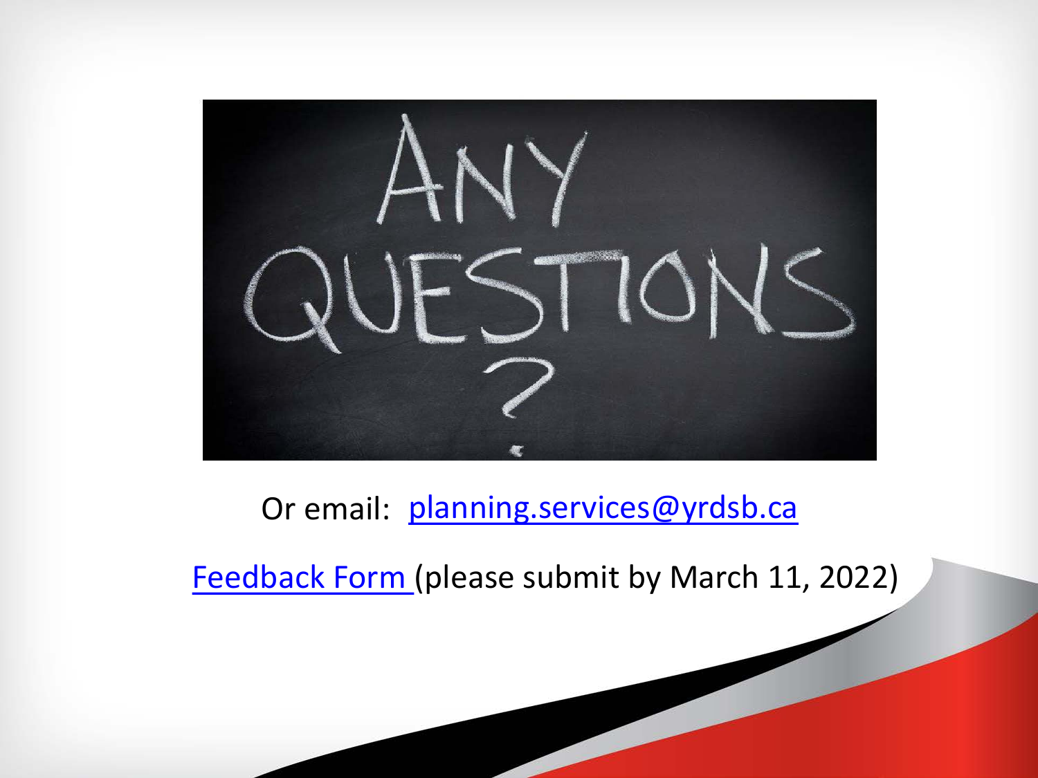ANY QUESTIONS ?

Or email: [planning.services@yrdsb.ca](mailto:planning.services@yrdsb.ca)

Feedback Form (please submit by March 11, 2022)